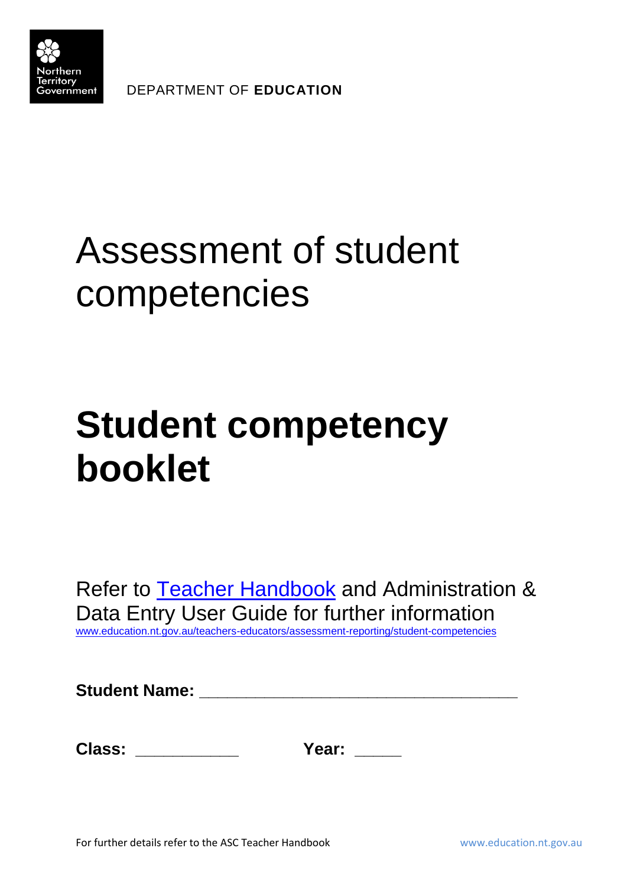Northern Territory Government

DEPARTMENT OF **EDUCATION**

# Assessment of student competencies

# **Student competency booklet**

Refer to [Teacher Handbook](www.education.nt.gov.au/teachers-educators/assessment-reporting/student-competencies) and Administration & Data Entry User Guide for further information
www.education.nt.gov.au/teachers-educators/assessment-reporting/student-competencies

**Student Name:** ___________________________________

**Class:** ___________ **Year:** _____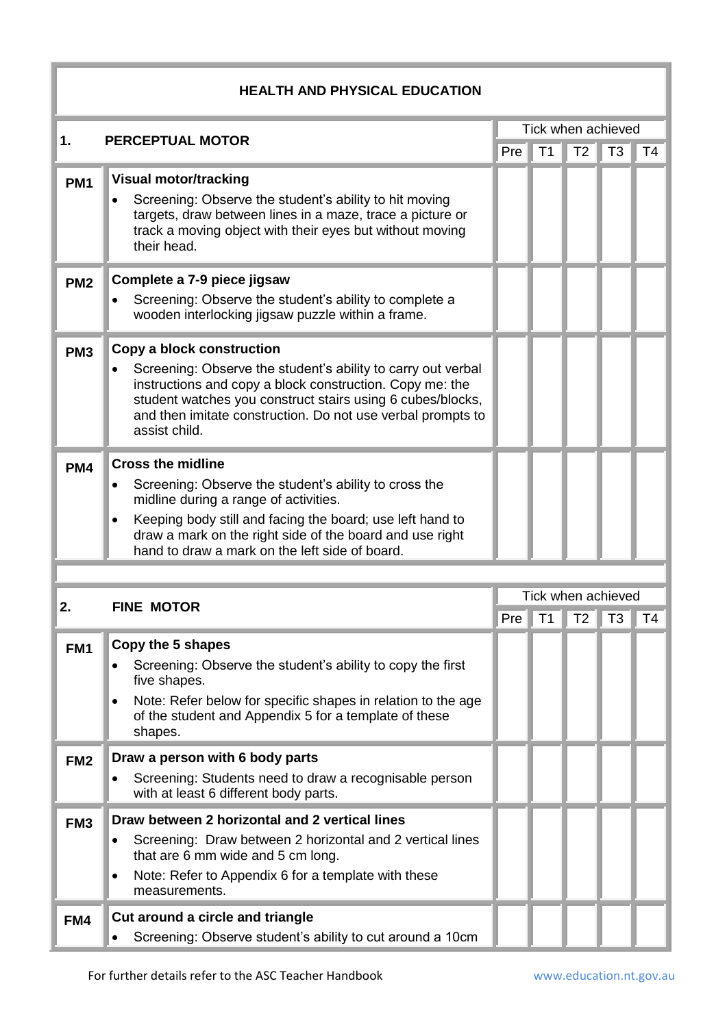## HEALTH AND PHYSICAL EDUCATION

| 1. | PERCEPTUAL MOTOR | Tick when achieved | | | | |
|---|---|---|---|---|---|---|
| | | Pre | T1 | T2 | T3 | T4 |
| PM1 | **Visual motor/tracking**<br>• Screening: Observe the student's ability to hit moving targets, draw between lines in a maze, trace a picture or track a moving object with their eyes but without moving their head. | | | | | |
| PM2 | **Complete a 7-9 piece jigsaw**<br>• Screening: Observe the student's ability to complete a wooden interlocking jigsaw puzzle within a frame. | | | | | |
| PM3 | **Copy a block construction**<br>• Screening: Observe the student's ability to carry out verbal instructions and copy a block construction. Copy me: the student watches you construct stairs using 6 cubes/blocks, and then imitate construction. Do not use verbal prompts to assist child. | | | | | |
| PM4 | **Cross the midline**<br>• Screening: Observe the student's ability to cross the midline during a range of activities.<br>• Keeping body still and facing the board; use left hand to draw a mark on the right side of the board and use right hand to draw a mark on the left side of board. | | | | | |

| 2. | FINE MOTOR | Tick when achieved | | | | |
|---|---|---|---|---|---|---|
| | | Pre | T1 | T2 | T3 | T4 |
| FM1 | **Copy the 5 shapes**<br>• Screening: Observe the student's ability to copy the first five shapes.<br>• Note: Refer below for specific shapes in relation to the age of the student and Appendix 5 for a template of these shapes. | | | | | |
| FM2 | **Draw a person with 6 body parts**<br>• Screening: Students need to draw a recognisable person with at least 6 different body parts. | | | | | |
| FM3 | **Draw between 2 horizontal and 2 vertical lines**<br>• Screening: Draw between 2 horizontal and 2 vertical lines that are 6 mm wide and 5 cm long.<br>• Note: Refer to Appendix 6 for a template with these measurements. | | | | | |
| FM4 | **Cut around a circle and triangle**<br>• Screening: Observe student's ability to cut around a 10cm | | | | | |

For further details refer to the ASC Teacher Handbook

www.education.nt.gov.au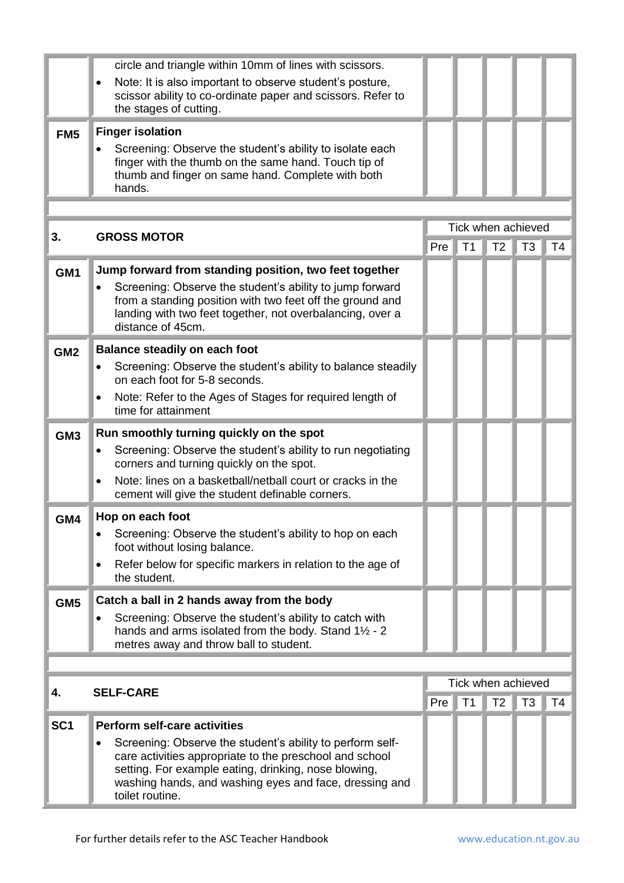| | | Pre | T1 | T2 | T3 | T4 |
|---|---|---|---|---|---|---|
| | circle and triangle within 10mm of lines with scissors.<br>• Note: It is also important to observe student's posture, scissor ability to co-ordinate paper and scissors. Refer to the stages of cutting. | | | | | |
| **FM5** | **Finger isolation**<br>• Screening: Observe the student's ability to isolate each finger with the thumb on the same hand. Touch tip of thumb and finger on same hand. Complete with both hands. | | | | | |

| **3.** | **GROSS MOTOR** | Tick when achieved | | | | |
|---|---|---|---|---|---|---|
| | | Pre | T1 | T2 | T3 | T4 |
| **GM1** | **Jump forward from standing position, two feet together**<br>• Screening: Observe the student's ability to jump forward from a standing position with two feet off the ground and landing with two feet together, not overbalancing, over a distance of 45cm. | | | | | |
| **GM2** | **Balance steadily on each foot**<br>• Screening: Observe the student's ability to balance steadily on each foot for 5-8 seconds.<br>• Note: Refer to the Ages of Stages for required length of time for attainment | | | | | |
| **GM3** | **Run smoothly turning quickly on the spot**<br>• Screening: Observe the student's ability to run negotiating corners and turning quickly on the spot.<br>• Note: lines on a basketball/netball court or cracks in the cement will give the student definable corners. | | | | | |
| **GM4** | **Hop on each foot**<br>• Screening: Observe the student's ability to hop on each foot without losing balance.<br>• Refer below for specific markers in relation to the age of the student. | | | | | |
| **GM5** | **Catch a ball in 2 hands away from the body**<br>• Screening: Observe the student's ability to catch with hands and arms isolated from the body. Stand 1½ - 2 metres away and throw ball to student. | | | | | |

| **4.** | **SELF-CARE** | Tick when achieved | | | | |
|---|---|---|---|---|---|---|
| | | Pre | T1 | T2 | T3 | T4 |
| **SC1** | **Perform self-care activities**<br>• Screening: Observe the student's ability to perform self-care activities appropriate to the preschool and school setting. For example eating, drinking, nose blowing, washing hands, and washing eyes and face, dressing and toilet routine. | | | | | |

For further details refer to the ASC Teacher Handbook www.education.nt.gov.au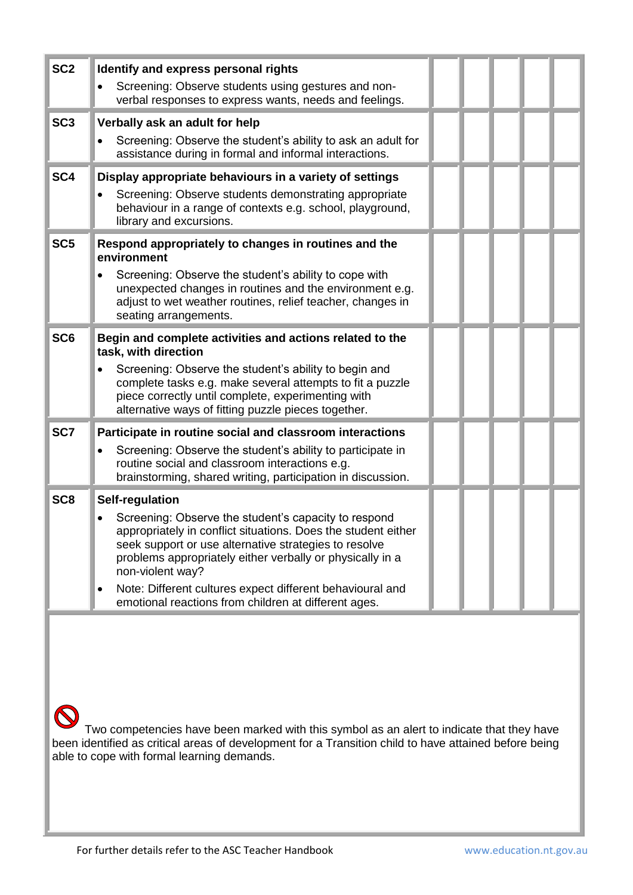| | | | | | | |
|---|---|---|---|---|---|---|
| **SC2** | **Identify and express personal rights**<br>• Screening: Observe students using gestures and non-verbal responses to express wants, needs and feelings. | | | | | |
| **SC3** | **Verbally ask an adult for help**<br>• Screening: Observe the student's ability to ask an adult for assistance during in formal and informal interactions. | | | | | |
| **SC4** | **Display appropriate behaviours in a variety of settings**<br>• Screening: Observe students demonstrating appropriate behaviour in a range of contexts e.g. school, playground, library and excursions. | | | | | |
| **SC5** | **Respond appropriately to changes in routines and the environment**<br>• Screening: Observe the student's ability to cope with unexpected changes in routines and the environment e.g. adjust to wet weather routines, relief teacher, changes in seating arrangements. | | | | | |
| **SC6** | **Begin and complete activities and actions related to the task, with direction**<br>• Screening: Observe the student's ability to begin and complete tasks e.g. make several attempts to fit a puzzle piece correctly until complete, experimenting with alternative ways of fitting puzzle pieces together. | | | | | |
| **SC7** | **Participate in routine social and classroom interactions**<br>• Screening: Observe the student's ability to participate in routine social and classroom interactions e.g. brainstorming, shared writing, participation in discussion. | | | | | |
| **SC8** | **Self-regulation**<br>• Screening: Observe the student's capacity to respond appropriately in conflict situations. Does the student either seek support or use alternative strategies to resolve problems appropriately either verbally or physically in a non-violent way?<br>• Note: Different cultures expect different behavioural and emotional reactions from children at different ages. | | | | | |

🚫 Two competencies have been marked with this symbol as an alert to indicate that they have been identified as critical areas of development for a Transition child to have attained before being able to cope with formal learning demands.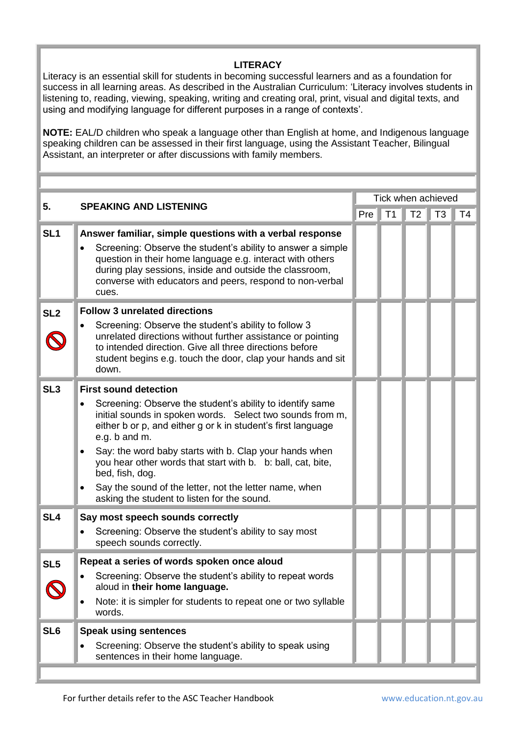**LITERACY**

Literacy is an essential skill for students in becoming successful learners and as a foundation for success in all learning areas. As described in the Australian Curriculum: 'Literacy involves students in listening to, reading, viewing, speaking, writing and creating oral, print, visual and digital texts, and using and modifying language for different purposes in a range of contexts'.

**NOTE:** EAL/D children who speak a language other than English at home, and Indigenous language speaking children can be assessed in their first language, using the Assistant Teacher, Bilingual Assistant, an interpreter or after discussions with family members.

| 5. | SPEAKING AND LISTENING | Tick when achieved | | | | |
|---|---|---|---|---|---|---|
| | | Pre | T1 | T2 | T3 | T4 |
| SL1 | **Answer familiar, simple questions with a verbal response**<br>• Screening: Observe the student's ability to answer a simple question in their home language e.g. interact with others during play sessions, inside and outside the classroom, converse with educators and peers, respond to non-verbal cues. | | | | | |
| SL2 🚫 | **Follow 3 unrelated directions**<br>• Screening: Observe the student's ability to follow 3 unrelated directions without further assistance or pointing to intended direction. Give all three directions before student begins e.g. touch the door, clap your hands and sit down. | | | | | |
| SL3 | **First sound detection**<br>• Screening: Observe the student's ability to identify same initial sounds in spoken words. Select two sounds from m, either b or p, and either g or k in student's first language e.g. b and m.<br>• Say: the word baby starts with b. Clap your hands when you hear other words that start with b. b: ball, cat, bite, bed, fish, dog.<br>• Say the sound of the letter, not the letter name, when asking the student to listen for the sound. | | | | | |
| SL4 | **Say most speech sounds correctly**<br>• Screening: Observe the student's ability to say most speech sounds correctly. | | | | | |
| SL5 🚫 | **Repeat a series of words spoken once aloud**<br>• Screening: Observe the student's ability to repeat words aloud in **their home language.**<br>• Note: it is simpler for students to repeat one or two syllable words. | | | | | |
| SL6 | **Speak using sentences**<br>• Screening: Observe the student's ability to speak using sentences in their home language. | | | | | |

For further details refer to the ASC Teacher Handbook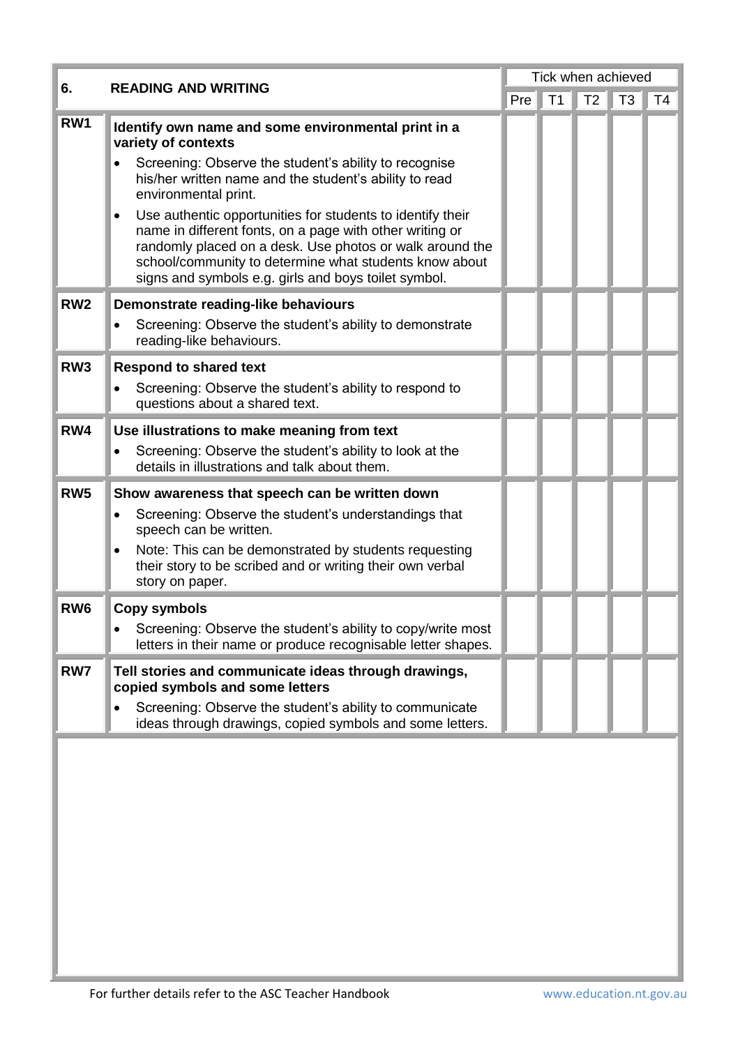| 6. | READING AND WRITING | Tick when achieved | | | | |
|---|---|---|---|---|---|---|
| | | Pre | T1 | T2 | T3 | T4 |
| RW1 | **Identify own name and some environmental print in a variety of contexts**<br>• Screening: Observe the student's ability to recognise his/her written name and the student's ability to read environmental print.<br>• Use authentic opportunities for students to identify their name in different fonts, on a page with other writing or randomly placed on a desk. Use photos or walk around the school/community to determine what students know about signs and symbols e.g. girls and boys toilet symbol. | | | | | |
| RW2 | **Demonstrate reading-like behaviours**<br>• Screening: Observe the student's ability to demonstrate reading-like behaviours. | | | | | |
| RW3 | **Respond to shared text**<br>• Screening: Observe the student's ability to respond to questions about a shared text. | | | | | |
| RW4 | **Use illustrations to make meaning from text**<br>• Screening: Observe the student's ability to look at the details in illustrations and talk about them. | | | | | |
| RW5 | **Show awareness that speech can be written down**<br>• Screening: Observe the student's understandings that speech can be written.<br>• Note: This can be demonstrated by students requesting their story to be scribed and or writing their own verbal story on paper. | | | | | |
| RW6 | **Copy symbols**<br>• Screening: Observe the student's ability to copy/write most letters in their name or produce recognisable letter shapes. | | | | | |
| RW7 | **Tell stories and communicate ideas through drawings, copied symbols and some letters**<br>• Screening: Observe the student's ability to communicate ideas through drawings, copied symbols and some letters. | | | | | |

For further details refer to the ASC Teacher Handbook

www.education.nt.gov.au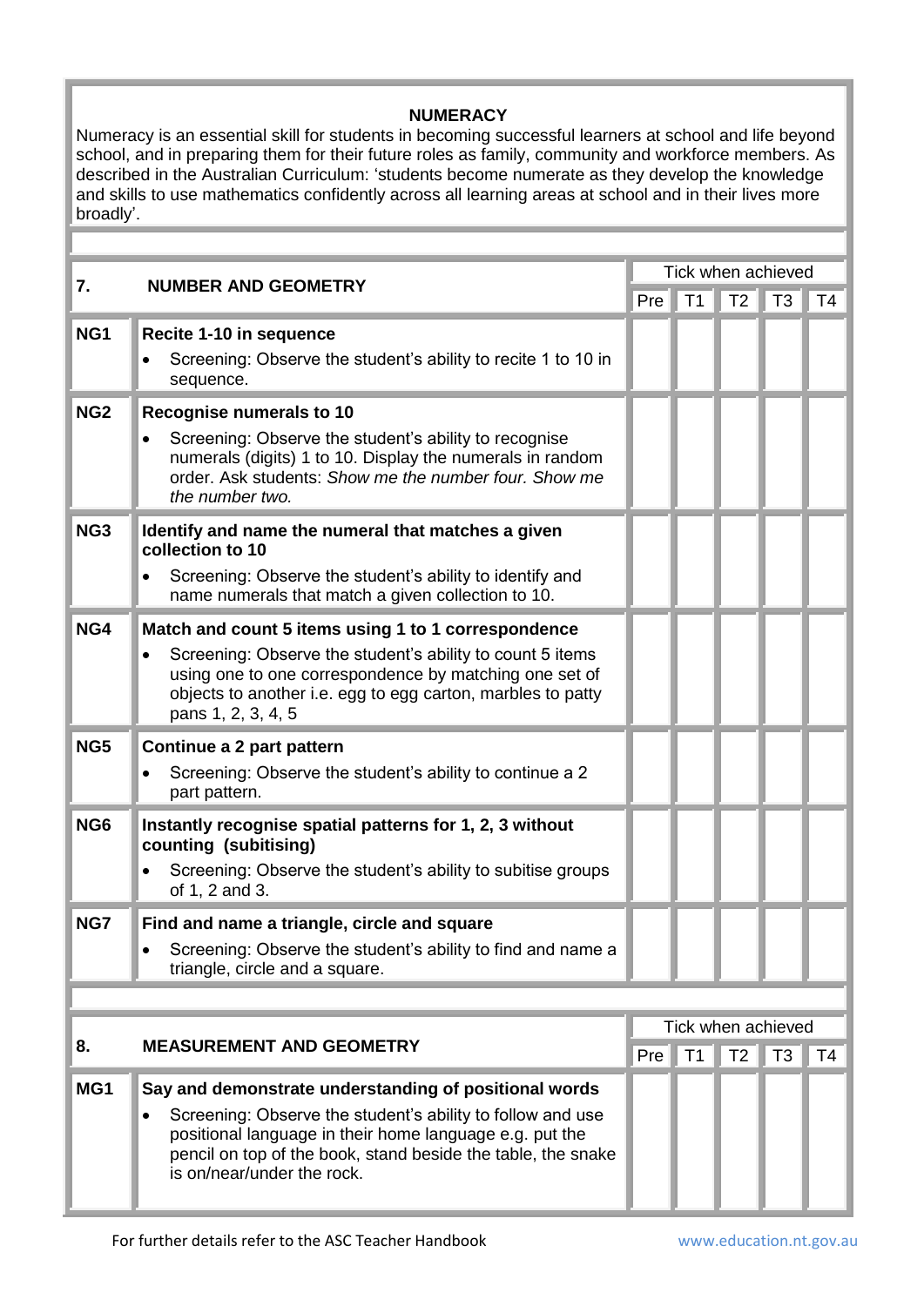## NUMERACY

Numeracy is an essential skill for students in becoming successful learners at school and life beyond school, and in preparing them for their future roles as family, community and workforce members. As described in the Australian Curriculum: 'students become numerate as they develop the knowledge and skills to use mathematics confidently across all learning areas at school and in their lives more broadly'.

| **7.** | **NUMBER AND GEOMETRY** | Tick when achieved | | | | |
|---|---|---|---|---|---|---|
| | | Pre | T1 | T2 | T3 | T4 |
| **NG1** | **Recite 1-10 in sequence**<br>• Screening: Observe the student's ability to recite 1 to 10 in sequence. | | | | | |
| **NG2** | **Recognise numerals to 10**<br>• Screening: Observe the student's ability to recognise numerals (digits) 1 to 10. Display the numerals in random order. Ask students: *Show me the number four. Show me the number two.* | | | | | |
| **NG3** | **Identify and name the numeral that matches a given collection to 10**<br>• Screening: Observe the student's ability to identify and name numerals that match a given collection to 10. | | | | | |
| **NG4** | **Match and count 5 items using 1 to 1 correspondence**<br>• Screening: Observe the student's ability to count 5 items using one to one correspondence by matching one set of objects to another i.e. egg to egg carton, marbles to patty pans 1, 2, 3, 4, 5 | | | | | |
| **NG5** | **Continue a 2 part pattern**<br>• Screening: Observe the student's ability to continue a 2 part pattern. | | | | | |
| **NG6** | **Instantly recognise spatial patterns for 1, 2, 3 without counting (subitising)**<br>• Screening: Observe the student's ability to subitise groups of 1, 2 and 3. | | | | | |
| **NG7** | **Find and name a triangle, circle and square**<br>• Screening: Observe the student's ability to find and name a triangle, circle and a square. | | | | | |

| **8.** | **MEASUREMENT AND GEOMETRY** | Tick when achieved | | | | |
|---|---|---|---|---|---|---|
| | | Pre | T1 | T2 | T3 | T4 |
| **MG1** | **Say and demonstrate understanding of positional words**<br>• Screening: Observe the student's ability to follow and use positional language in their home language e.g. put the pencil on top of the book, stand beside the table, the snake is on/near/under the rock. | | | | | |

For further details refer to the ASC Teacher Handbook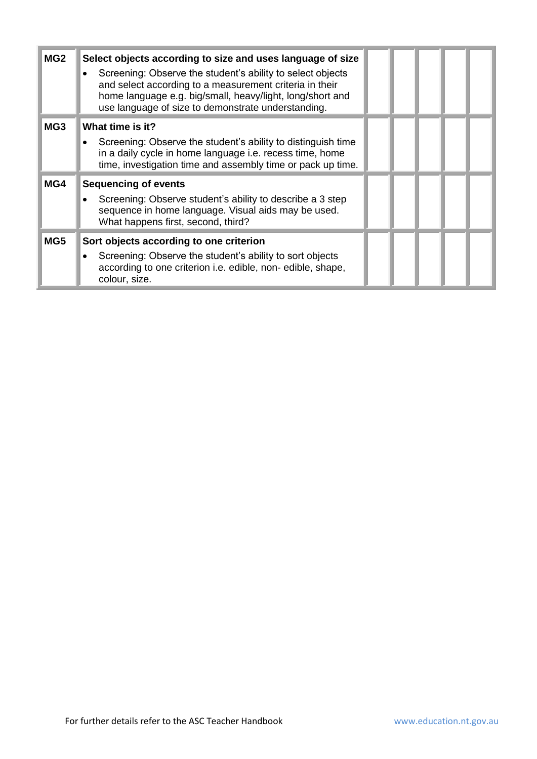| | | | | | | |
|---|---|---|---|---|---|---|
| **MG2** | **Select objects according to size and uses language of size**<br>• Screening: Observe the student's ability to select objects and select according to a measurement criteria in their home language e.g. big/small, heavy/light, long/short and use language of size to demonstrate understanding. | | | | | |
| **MG3** | **What time is it?**<br>• Screening: Observe the student's ability to distinguish time in a daily cycle in home language i.e. recess time, home time, investigation time and assembly time or pack up time. | | | | | |
| **MG4** | **Sequencing of events**<br>• Screening: Observe student's ability to describe a 3 step sequence in home language. Visual aids may be used. What happens first, second, third? | | | | | |
| **MG5** | **Sort objects according to one criterion**<br>• Screening: Observe the student's ability to sort objects according to one criterion i.e. edible, non- edible, shape, colour, size. | | | | | |

For further details refer to the ASC Teacher Handbook www.education.nt.gov.au